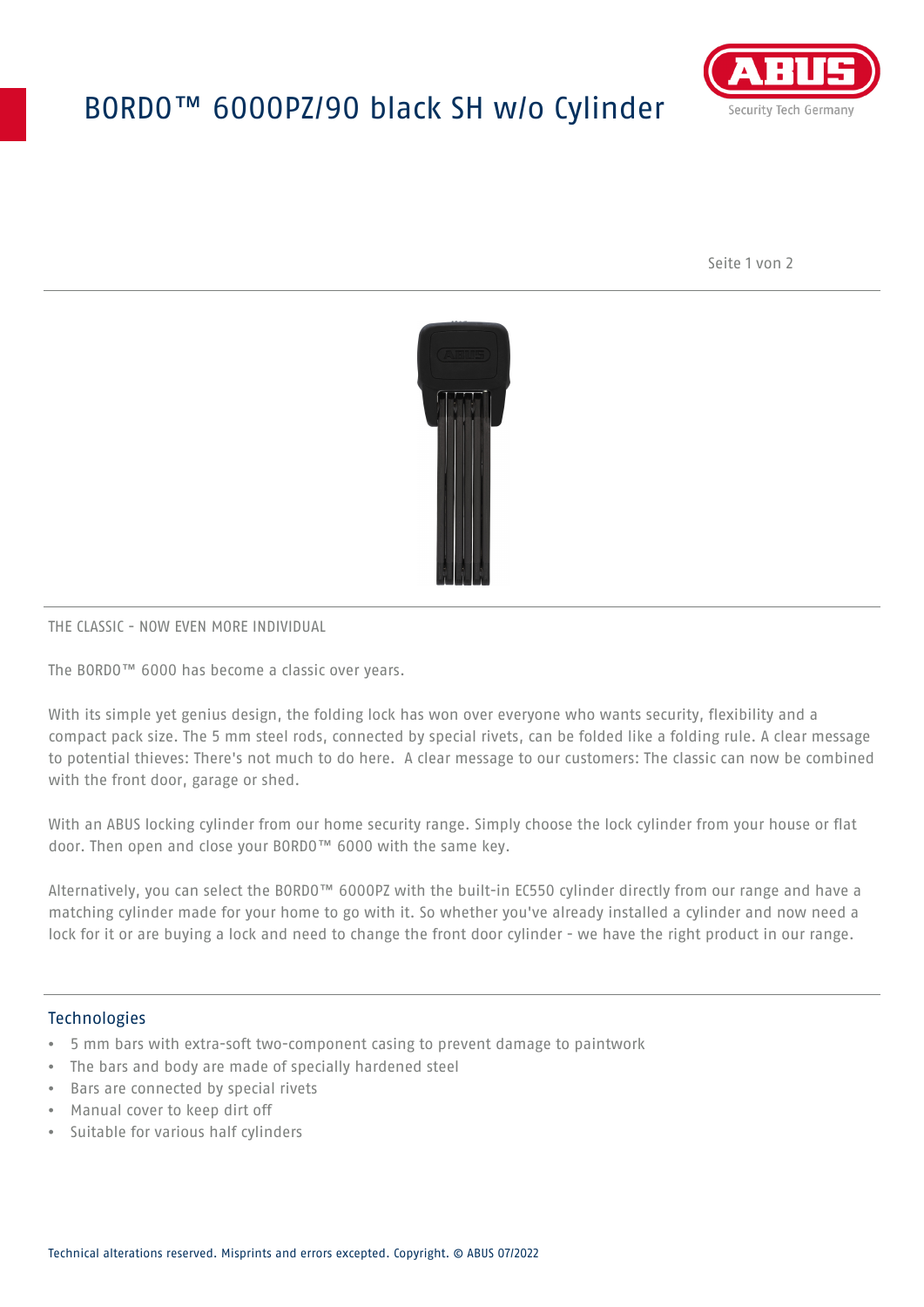# BORDO™ 6000PZ/90 black SH w/o Cylinder

THE CLASSIC - NOW EVEN MORE INDIVIDUAL

The BORDO™ 6000 has become a classic over years.

With its simple yet genius design, the folding lock has won over everyone who wants security, flexibility and a compact pack size. The 5 mm steel rods, connected by special rivets, can be folded like a folding rule. A clear message to potential thieves: There's not much to do here. A clear message to our customers: The classic can now be combined with the front door, garage or shed.

With an ABUS locking cylinder from our home security range. Simply choose the lock cylinder from your house or flat door. Then open and close your BORDO™ 6000 with the same key.

Alternatively, you can select the BORDO™ 6000PZ with the built-in EC550 cylinder directly from our range and have a matching cylinder made for your home to go with it. So whether you've already installed a cylinder and now need a lock for it or are buying a lock and need to change the front door cylinder - we have the right product in our range.

## Technologies

- 5 mm bars with extra-soft two-component casing to prevent damage to paintwork
- The bars and body are made of specially hardened steel
- Bars are connected by special rivets
- Manual cover to keep dirt off
- Suitable for various half cylinders

Technical alterations reserved. Misprints and errors excepted. Copyright. © ABUS 07/2022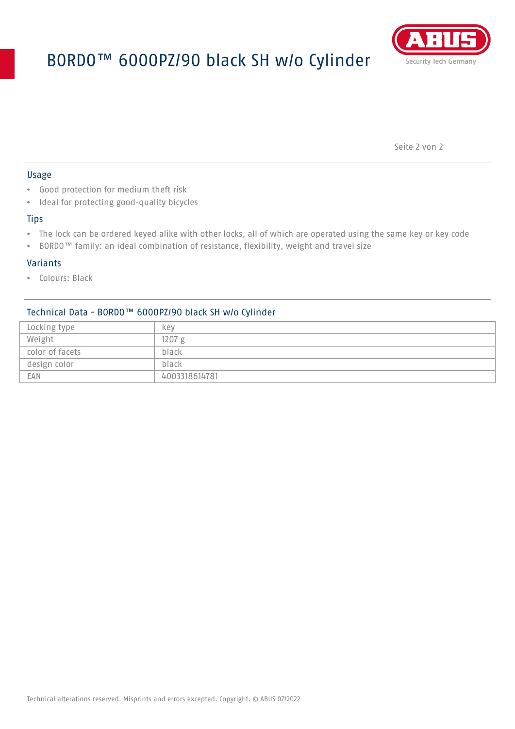# BORDO™ 6000PZ/90 black SH w/o Cylinder

## Usage

- Good protection for medium theft risk
- Ideal for protecting good-quality bicycles

## Tips

- The lock can be ordered keyed alike with other locks, all of which are operated using the same key or key code
- BORDO™ family: an ideal combination of resistance, flexibility, weight and travel size

## Variants

- Colours: Black

## Technical Data - BORDO™ 6000PZ/90 black SH w/o Cylinder

| | |
|---|---|
| Locking type | key |
| Weight | 1207 g |
| color of facets | black |
| design color | black |
| EAN | 4003318614781 |

Technical alterations reserved. Misprints and errors excepted. Copyright. © ABUS 07/2022